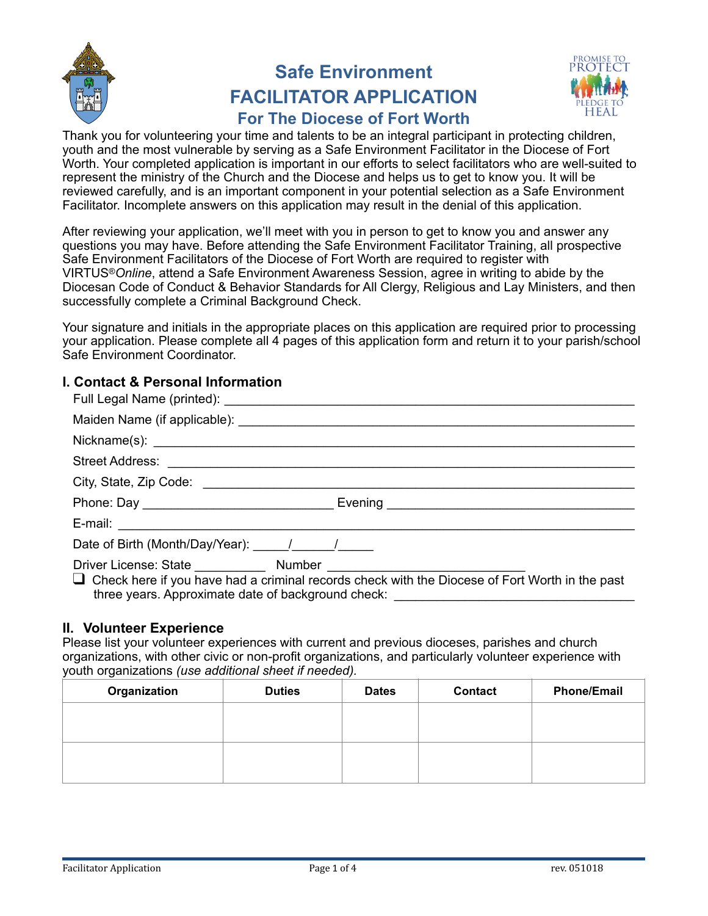# Safe Environment
# FACILITATOR APPLICATION
## For The Diocese of Fort Worth

Thank you for volunteering your time and talents to be an integral participant in protecting children, youth and the most vulnerable by serving as a Safe Environment Facilitator in the Diocese of Fort Worth. Your completed application is important in our efforts to select facilitators who are well-suited to represent the ministry of the Church and the Diocese and helps us to get to know you. It will be reviewed carefully, and is an important component in your potential selection as a Safe Environment Facilitator. Incomplete answers on this application may result in the denial of this application.

After reviewing your application, we'll meet with you in person to get to know you and answer any questions you may have. Before attending the Safe Environment Facilitator Training, all prospective Safe Environment Facilitators of the Diocese of Fort Worth are required to register with VIRTUS® *Online*, attend a Safe Environment Awareness Session, agree in writing to abide by the Diocesan Code of Conduct & Behavior Standards for All Clergy, Religious and Lay Ministers, and then successfully complete a Criminal Background Check.

Your signature and initials in the appropriate places on this application are required prior to processing your application. Please complete all 4 pages of this application form and return it to your parish/school Safe Environment Coordinator.

### I. Contact & Personal Information

Full Legal Name (printed): ______________________________________________

Maiden Name (if applicable): ______________________________________________

Nickname(s): ______________________________________________

Street Address: ______________________________________________

City, State, Zip Code: ______________________________________________

Phone: Day ___________________________ Evening ___________________________

E-mail: ______________________________________________

Date of Birth (Month/Day/Year): _____/______/_____

Driver License: State __________ Number ___________________________

❑ Check here if you have had a criminal records check with the Diocese of Fort Worth in the past three years. Approximate date of background check: ______________________________

### II. Volunteer Experience

Please list your volunteer experiences with current and previous dioceses, parishes and church organizations, with other civic or non-profit organizations, and particularly volunteer experience with youth organizations *(use additional sheet if needed).*

| Organization | Duties | Dates | Contact | Phone/Email |
|---|---|---|---|---|
| | | | | |
| | | | | |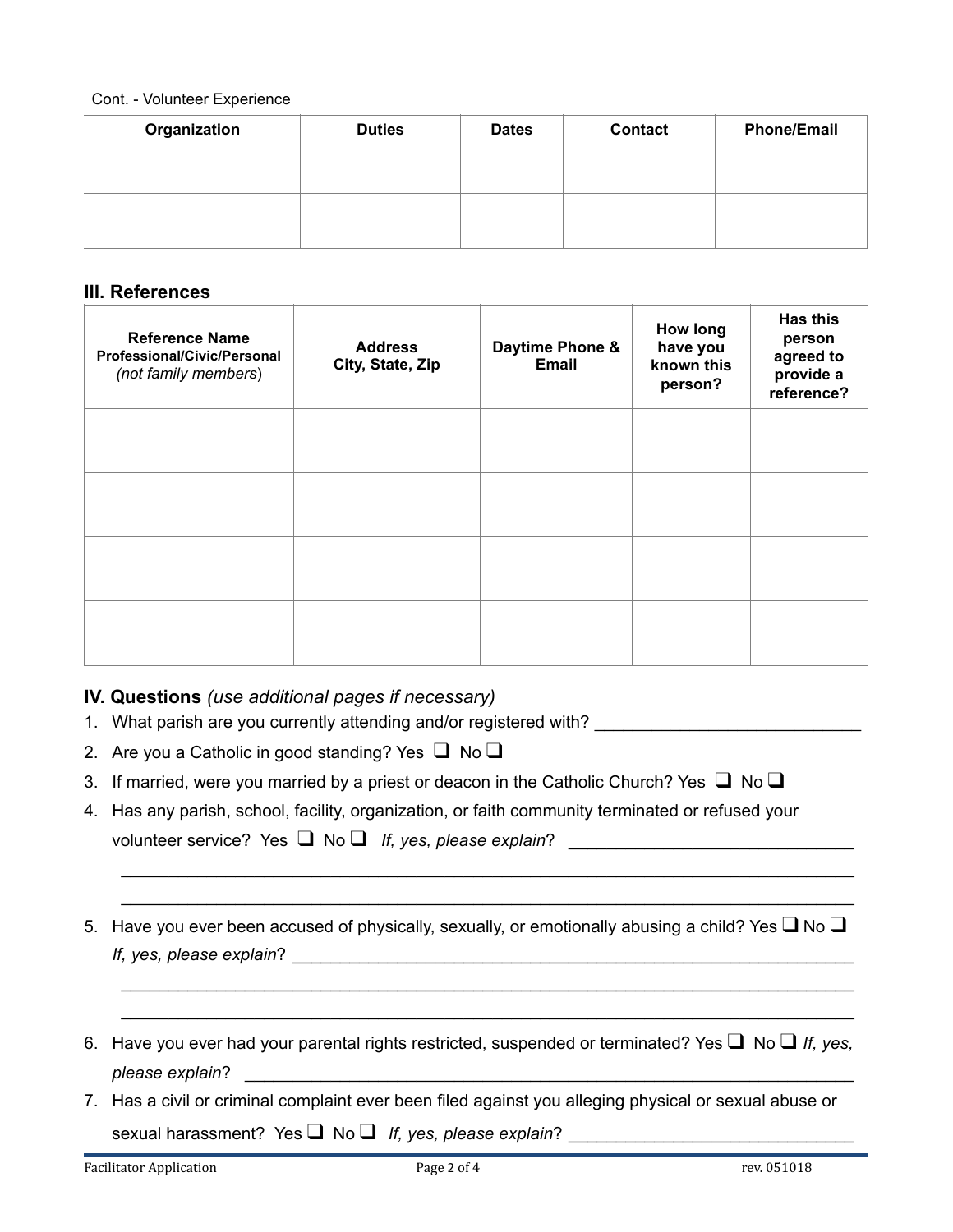Cont. - Volunteer Experience

| Organization | Duties | Dates | Contact | Phone/Email |
|---|---|---|---|---|
| | | | | |
| | | | | |

## III. References

| Reference Name Professional/Civic/Personal *(not family members)* | Address City, State, Zip | Daytime Phone & Email | How long have you known this person? | Has this person agreed to provide a reference? |
|---|---|---|---|---|
| | | | | |
| | | | | |
| | | | | |
| | | | | |

## IV. Questions *(use additional pages if necessary)*

1. What parish are you currently attending and/or registered with? ___________________________
2. Are you a Catholic in good standing? Yes ❑ No ❑
3. If married, were you married by a priest or deacon in the Catholic Church? Yes ❑ No ❑
4. Has any parish, school, facility, organization, or faith community terminated or refused your volunteer service? Yes ❑ No ❑ *If, yes, please explain*? ______________________________
   ________________________________________________________________________________
   ________________________________________________________________________________
5. Have you ever been accused of physically, sexually, or emotionally abusing a child? Yes ❑ No ❑ *If, yes, please explain*? ____________________________________________________________
   ________________________________________________________________________________
   ________________________________________________________________________________
6. Have you ever had your parental rights restricted, suspended or terminated? Yes ❑ No ❑ *If, yes, please explain*? ________________________________________________________________
7. Has a civil or criminal complaint ever been filed against you alleging physical or sexual abuse or sexual harassment? Yes ❑ No ❑ *If, yes, please explain*? ______________________________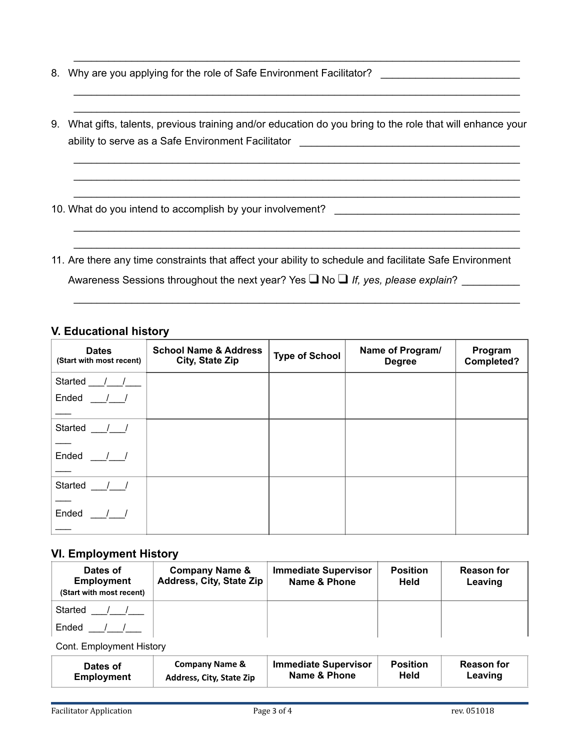\_\_\_\_\_\_\_\_\_\_\_\_\_\_\_\_\_\_\_\_\_\_\_\_\_\_\_\_\_\_\_\_\_\_\_\_\_\_\_\_\_\_\_\_\_\_\_\_\_\_\_\_\_\_\_\_\_\_\_\_\_\_\_\_\_\_\_\_\_\_\_\_\_\_

8. Why are you applying for the role of Safe Environment Facilitator? \_\_\_\_\_\_\_\_\_\_\_\_\_\_\_\_\_\_\_\_\_\_\_\_\_

   \_\_\_\_\_\_\_\_\_\_\_\_\_\_\_\_\_\_\_\_\_\_\_\_\_\_\_\_\_\_\_\_\_\_\_\_\_\_\_\_\_\_\_\_\_\_\_\_\_\_\_\_\_\_\_\_\_\_\_\_\_\_\_\_\_\_\_\_\_\_\_\_\_\_

   \_\_\_\_\_\_\_\_\_\_\_\_\_\_\_\_\_\_\_\_\_\_\_\_\_\_\_\_\_\_\_\_\_\_\_\_\_\_\_\_\_\_\_\_\_\_\_\_\_\_\_\_\_\_\_\_\_\_\_\_\_\_\_\_\_\_\_\_\_\_\_\_\_\_

9. What gifts, talents, previous training and/or education do you bring to the role that will enhance your ability to serve as a Safe Environment Facilitator \_\_\_\_\_\_\_\_\_\_\_\_\_\_\_\_\_\_\_\_\_\_\_\_\_\_\_\_\_\_\_\_\_\_\_\_\_\_\_\_

   \_\_\_\_\_\_\_\_\_\_\_\_\_\_\_\_\_\_\_\_\_\_\_\_\_\_\_\_\_\_\_\_\_\_\_\_\_\_\_\_\_\_\_\_\_\_\_\_\_\_\_\_\_\_\_\_\_\_\_\_\_\_\_\_\_\_\_\_\_\_\_\_\_\_

   \_\_\_\_\_\_\_\_\_\_\_\_\_\_\_\_\_\_\_\_\_\_\_\_\_\_\_\_\_\_\_\_\_\_\_\_\_\_\_\_\_\_\_\_\_\_\_\_\_\_\_\_\_\_\_\_\_\_\_\_\_\_\_\_\_\_\_\_\_\_\_\_\_\_

   \_\_\_\_\_\_\_\_\_\_\_\_\_\_\_\_\_\_\_\_\_\_\_\_\_\_\_\_\_\_\_\_\_\_\_\_\_\_\_\_\_\_\_\_\_\_\_\_\_\_\_\_\_\_\_\_\_\_\_\_\_\_\_\_\_\_\_\_\_\_\_\_\_\_

10. What do you intend to accomplish by your involvement? \_\_\_\_\_\_\_\_\_\_\_\_\_\_\_\_\_\_\_\_\_\_\_\_\_\_\_\_\_\_\_\_\_\_\_

    \_\_\_\_\_\_\_\_\_\_\_\_\_\_\_\_\_\_\_\_\_\_\_\_\_\_\_\_\_\_\_\_\_\_\_\_\_\_\_\_\_\_\_\_\_\_\_\_\_\_\_\_\_\_\_\_\_\_\_\_\_\_\_\_\_\_\_\_\_\_\_\_\_\_

    \_\_\_\_\_\_\_\_\_\_\_\_\_\_\_\_\_\_\_\_\_\_\_\_\_\_\_\_\_\_\_\_\_\_\_\_\_\_\_\_\_\_\_\_\_\_\_\_\_\_\_\_\_\_\_\_\_\_\_\_\_\_\_\_\_\_\_\_\_\_\_\_\_\_

11. Are there any time constraints that affect your ability to schedule and facilitate Safe Environment Awareness Sessions throughout the next year? Yes ❑ No ❑ *If, yes, please explain*? \_\_\_\_\_\_\_\_\_\_

    \_\_\_\_\_\_\_\_\_\_\_\_\_\_\_\_\_\_\_\_\_\_\_\_\_\_\_\_\_\_\_\_\_\_\_\_\_\_\_\_\_\_\_\_\_\_\_\_\_\_\_\_\_\_\_\_\_\_\_\_\_\_\_\_\_\_\_\_\_\_\_\_\_\_

## V. Educational history

| **Dates** (Start with most recent) | **School Name & Address City, State Zip** | **Type of School** | **Name of Program/ Degree** | **Program Completed?** |
|---|---|---|---|---|
| Started \_\_\_/\_\_\_/\_\_\_ Ended \_\_\_/\_\_\_/\_\_\_ | | | | |
| Started \_\_\_/\_\_\_/\_\_\_ Ended \_\_\_/\_\_\_/\_\_\_ | | | | |
| Started \_\_\_/\_\_\_/\_\_\_ Ended \_\_\_/\_\_\_/\_\_\_ | | | | |

## VI. Employment History

| **Dates of Employment** (Start with most recent) | **Company Name & Address, City, State Zip** | **Immediate Supervisor Name & Phone** | **Position Held** | **Reason for Leaving** |
|---|---|---|---|---|
| Started \_\_\_/\_\_\_/\_\_\_ Ended \_\_\_/\_\_\_/\_\_\_ | | | | |

Cont. Employment History

| **Dates of Employment** | **Company Name & Address, City, State Zip** | **Immediate Supervisor Name & Phone** | **Position Held** | **Reason for Leaving** |
|---|---|---|---|---|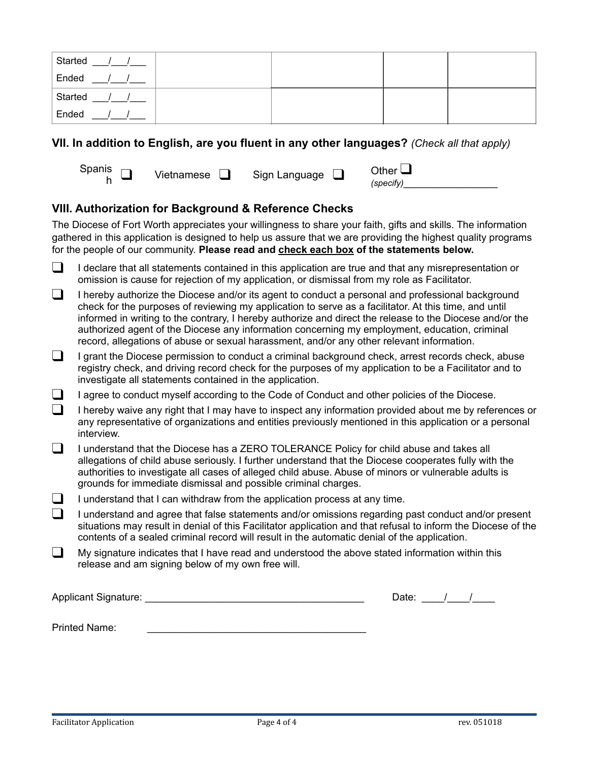| | | | | |
|---|---|---|---|---|
| Started ___/___/___<br>Ended ___/___/___ | | | | |
| Started ___/___/___<br>Ended ___/___/___ | | | | |

### VII. In addition to English, are you fluent in any other languages? *(Check all that apply)*

Spanish ❑ Vietnamese ❑ Sign Language ❑ Other ❑ *(specify)*_________________

### VIII. Authorization for Background & Reference Checks

The Diocese of Fort Worth appreciates your willingness to share your faith, gifts and skills. The information gathered in this application is designed to help us assure that we are providing the highest quality programs for the people of our community. **Please read and check each box of the statements below.**

❑ I declare that all statements contained in this application are true and that any misrepresentation or omission is cause for rejection of my application, or dismissal from my role as Facilitator.

❑ I hereby authorize the Diocese and/or its agent to conduct a personal and professional background check for the purposes of reviewing my application to serve as a facilitator. At this time, and until informed in writing to the contrary, I hereby authorize and direct the release to the Diocese and/or the authorized agent of the Diocese any information concerning my employment, education, criminal record, allegations of abuse or sexual harassment, and/or any other relevant information.

❑ I grant the Diocese permission to conduct a criminal background check, arrest records check, abuse registry check, and driving record check for the purposes of my application to be a Facilitator and to investigate all statements contained in the application.

❑ I agree to conduct myself according to the Code of Conduct and other policies of the Diocese.

❑ I hereby waive any right that I may have to inspect any information provided about me by references or any representative of organizations and entities previously mentioned in this application or a personal interview.

❑ I understand that the Diocese has a ZERO TOLERANCE Policy for child abuse and takes all allegations of child abuse seriously. I further understand that the Diocese cooperates fully with the authorities to investigate all cases of alleged child abuse. Abuse of minors or vulnerable adults is grounds for immediate dismissal and possible criminal charges.

❑ I understand that I can withdraw from the application process at any time.

❑ I understand and agree that false statements and/or omissions regarding past conduct and/or present situations may result in denial of this Facilitator application and that refusal to inform the Diocese of the contents of a sealed criminal record will result in the automatic denial of the application.

❑ My signature indicates that I have read and understood the above stated information within this release and am signing below of my own free will.

Applicant Signature: _______________________________________ Date: ____/____/____

Printed Name: _______________________________________